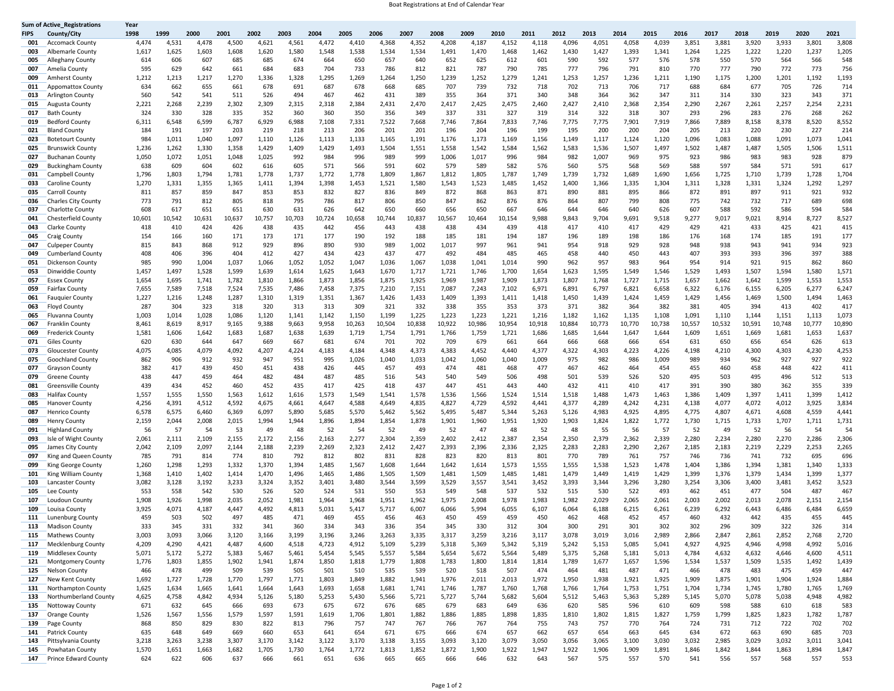# Boat Registrations at End of Calendar Year

| Sum of Active_Registrations | | Year | | | | | | | | | | | | | | | | | | | | | | | |
|---|---|---|---|---|---|---|---|---|---|---|---|---|---|---|---|---|---|---|---|---|---|---|---|---|---|
| FIPS | County/City | 1998 | 1999 | 2000 | 2001 | 2002 | 2003 | 2004 | 2005 | 2006 | 2007 | 2008 | 2009 | 2010 | 2011 | 2012 | 2013 | 2014 | 2015 | 2016 | 2017 | 2018 | 2019 | 2020 | 2021 |
| 001 | Accomack County | 4,474 | 4,531 | 4,478 | 4,500 | 4,621 | 4,561 | 4,472 | 4,410 | 4,368 | 4,352 | 4,208 | 4,187 | 4,152 | 4,118 | 4,096 | 4,051 | 4,058 | 4,039 | 3,851 | 3,881 | 3,920 | 3,933 | 3,801 | 3,808 |
| 003 | Albemarle County | 1,617 | 1,625 | 1,603 | 1,608 | 1,620 | 1,580 | 1,548 | 1,538 | 1,534 | 1,534 | 1,491 | 1,470 | 1,468 | 1,462 | 1,430 | 1,427 | 1,393 | 1,341 | 1,264 | 1,225 | 1,222 | 1,220 | 1,237 | 1,205 |
| 005 | Alleghany County | 614 | 606 | 607 | 685 | 685 | 674 | 664 | 650 | 657 | 640 | 652 | 625 | 612 | 601 | 590 | 592 | 577 | 576 | 578 | 550 | 570 | 564 | 566 | 548 |
| 007 | Amelia County | 595 | 629 | 642 | 661 | 684 | 683 | 704 | 733 | 786 | 812 | 821 | 787 | 790 | 785 | 777 | 796 | 791 | 810 | 770 | 777 | 790 | 772 | 773 | 756 |
| 009 | Amherst County | 1,212 | 1,213 | 1,217 | 1,270 | 1,336 | 1,328 | 1,295 | 1,269 | 1,264 | 1,250 | 1,239 | 1,252 | 1,279 | 1,241 | 1,253 | 1,257 | 1,236 | 1,211 | 1,190 | 1,175 | 1,200 | 1,201 | 1,192 | 1,193 |
| 011 | Appomattox County | 634 | 662 | 655 | 661 | 678 | 691 | 687 | 678 | 668 | 685 | 707 | 739 | 732 | 718 | 702 | 713 | 706 | 717 | 688 | 684 | 677 | 705 | 726 | 714 |
| 013 | Arlington County | 560 | 542 | 541 | 511 | 526 | 494 | 467 | 462 | 431 | 389 | 355 | 364 | 371 | 340 | 348 | 364 | 362 | 347 | 311 | 314 | 330 | 323 | 343 | 371 |
| 015 | Augusta County | 2,221 | 2,268 | 2,239 | 2,302 | 2,309 | 2,315 | 2,318 | 2,384 | 2,431 | 2,470 | 2,417 | 2,425 | 2,475 | 2,460 | 2,427 | 2,410 | 2,368 | 2,354 | 2,290 | 2,267 | 2,261 | 2,257 | 2,254 | 2,231 |
| 017 | Bath County | 324 | 330 | 328 | 335 | 352 | 360 | 360 | 350 | 356 | 349 | 337 | 331 | 327 | 319 | 314 | 322 | 318 | 307 | 293 | 296 | 283 | 276 | 268 | 262 |
| 019 | Bedford County | 6,311 | 6,548 | 6,599 | 6,787 | 6,929 | 6,988 | 7,108 | 7,331 | 7,522 | 7,668 | 7,746 | 7,864 | 7,833 | 7,746 | 7,775 | 7,775 | 7,901 | 7,919 | 7,866 | 7,889 | 8,158 | 8,378 | 8,520 | 8,552 |
| 021 | Bland County | 184 | 191 | 197 | 203 | 219 | 218 | 213 | 206 | 201 | 201 | 196 | 204 | 196 | 199 | 195 | 200 | 200 | 204 | 205 | 213 | 220 | 230 | 227 | 214 |
| 023 | Botetourt County | 984 | 1,011 | 1,040 | 1,097 | 1,110 | 1,126 | 1,113 | 1,133 | 1,165 | 1,191 | 1,176 | 1,173 | 1,169 | 1,156 | 1,149 | 1,117 | 1,124 | 1,120 | 1,096 | 1,083 | 1,088 | 1,091 | 1,073 | 1,041 |
| 025 | Brunswick County | 1,236 | 1,262 | 1,330 | 1,358 | 1,429 | 1,409 | 1,429 | 1,493 | 1,504 | 1,551 | 1,558 | 1,542 | 1,584 | 1,562 | 1,583 | 1,536 | 1,507 | 1,497 | 1,502 | 1,487 | 1,487 | 1,505 | 1,506 | 1,511 |
| 027 | Buchanan County | 1,050 | 1,072 | 1,051 | 1,048 | 1,025 | 992 | 984 | 996 | 989 | 999 | 1,006 | 1,017 | 996 | 984 | 982 | 1,007 | 969 | 975 | 923 | 986 | 983 | 983 | 928 | 879 |
| 029 | Buckingham County | 638 | 609 | 604 | 602 | 616 | 605 | 571 | 566 | 591 | 602 | 579 | 589 | 582 | 576 | 560 | 575 | 568 | 569 | 588 | 597 | 584 | 571 | 591 | 617 |
| 031 | Campbell County | 1,796 | 1,803 | 1,794 | 1,781 | 1,778 | 1,737 | 1,772 | 1,778 | 1,809 | 1,867 | 1,812 | 1,805 | 1,787 | 1,749 | 1,739 | 1,732 | 1,689 | 1,690 | 1,656 | 1,725 | 1,710 | 1,739 | 1,728 | 1,704 |
| 033 | Caroline County | 1,270 | 1,331 | 1,355 | 1,365 | 1,411 | 1,394 | 1,398 | 1,453 | 1,521 | 1,580 | 1,543 | 1,523 | 1,485 | 1,452 | 1,400 | 1,366 | 1,335 | 1,304 | 1,311 | 1,328 | 1,331 | 1,324 | 1,292 | 1,297 |
| 035 | Carroll County | 811 | 857 | 859 | 847 | 853 | 853 | 832 | 827 | 836 | 849 | 872 | 868 | 863 | 871 | 890 | 881 | 895 | 866 | 872 | 891 | 897 | 911 | 921 | 932 |
| 036 | Charles City County | 773 | 791 | 812 | 805 | 818 | 795 | 786 | 817 | 806 | 850 | 847 | 862 | 876 | 876 | 864 | 807 | 799 | 808 | 775 | 742 | 732 | 717 | 689 | 698 |
| 037 | Charlotte County | 608 | 617 | 651 | 651 | 630 | 631 | 626 | 642 | 650 | 660 | 656 | 650 | 667 | 646 | 644 | 646 | 640 | 626 | 607 | 588 | 592 | 586 | 594 | 584 |
| 041 | Chesterfield County | 10,601 | 10,542 | 10,631 | 10,637 | 10,757 | 10,703 | 10,724 | 10,658 | 10,744 | 10,837 | 10,567 | 10,464 | 10,154 | 9,988 | 9,843 | 9,704 | 9,691 | 9,518 | 9,277 | 9,017 | 9,021 | 8,914 | 8,727 | 8,527 |
| 043 | Clarke County | 418 | 410 | 424 | 426 | 438 | 435 | 442 | 456 | 443 | 438 | 438 | 434 | 439 | 418 | 417 | 410 | 417 | 429 | 429 | 421 | 433 | 425 | 421 | 415 |
| 045 | Craig County | 154 | 166 | 160 | 171 | 173 | 171 | 177 | 190 | 192 | 188 | 185 | 181 | 194 | 187 | 196 | 189 | 198 | 186 | 176 | 168 | 174 | 185 | 191 | 177 |
| 047 | Culpeper County | 815 | 843 | 868 | 912 | 929 | 896 | 890 | 930 | 989 | 1,002 | 1,017 | 997 | 961 | 941 | 954 | 918 | 929 | 928 | 948 | 938 | 943 | 941 | 934 | 923 |
| 049 | Cumberland County | 408 | 406 | 396 | 404 | 412 | 427 | 434 | 423 | 437 | 477 | 492 | 484 | 485 | 465 | 458 | 440 | 450 | 443 | 407 | 393 | 393 | 396 | 397 | 388 |
| 051 | Dickenson County | 985 | 990 | 1,004 | 1,037 | 1,066 | 1,052 | 1,052 | 1,047 | 1,036 | 1,067 | 1,038 | 1,041 | 1,014 | 990 | 962 | 957 | 983 | 964 | 954 | 914 | 921 | 915 | 862 | 860 |
| 053 | Dinwiddie County | 1,457 | 1,497 | 1,528 | 1,599 | 1,639 | 1,614 | 1,625 | 1,643 | 1,670 | 1,717 | 1,721 | 1,746 | 1,700 | 1,654 | 1,623 | 1,595 | 1,549 | 1,546 | 1,529 | 1,493 | 1,507 | 1,594 | 1,580 | 1,571 |
| 057 | Essex County | 1,654 | 1,695 | 1,741 | 1,782 | 1,810 | 1,866 | 1,873 | 1,856 | 1,875 | 1,925 | 1,969 | 1,987 | 1,909 | 1,873 | 1,807 | 1,768 | 1,727 | 1,715 | 1,657 | 1,662 | 1,642 | 1,599 | 1,553 | 1,553 |
| 059 | Fairfax County | 7,655 | 7,589 | 7,518 | 7,524 | 7,535 | 7,486 | 7,458 | 7,375 | 7,210 | 7,151 | 7,087 | 7,243 | 7,102 | 6,971 | 6,891 | 6,797 | 6,821 | 6,658 | 6,322 | 6,176 | 6,155 | 6,205 | 6,277 | 6,247 |
| 061 | Fauquier County | 1,227 | 1,216 | 1,248 | 1,287 | 1,310 | 1,319 | 1,351 | 1,367 | 1,426 | 1,433 | 1,409 | 1,393 | 1,411 | 1,418 | 1,450 | 1,439 | 1,424 | 1,459 | 1,429 | 1,456 | 1,469 | 1,500 | 1,494 | 1,463 |
| 063 | Floyd County | 287 | 304 | 323 | 318 | 320 | 313 | 313 | 309 | 321 | 332 | 338 | 355 | 353 | 373 | 371 | 382 | 364 | 382 | 381 | 405 | 394 | 413 | 402 | 417 |
| 065 | Fluvanna County | 1,003 | 1,014 | 1,028 | 1,086 | 1,120 | 1,141 | 1,142 | 1,150 | 1,199 | 1,225 | 1,223 | 1,223 | 1,221 | 1,216 | 1,182 | 1,162 | 1,135 | 1,108 | 1,091 | 1,110 | 1,144 | 1,151 | 1,113 | 1,073 |
| 067 | Franklin County | 8,461 | 8,619 | 8,917 | 9,165 | 9,388 | 9,663 | 9,958 | 10,263 | 10,504 | 10,838 | 10,922 | 10,986 | 10,954 | 10,918 | 10,884 | 10,773 | 10,770 | 10,738 | 10,557 | 10,532 | 10,591 | 10,748 | 10,777 | 10,890 |
| 069 | Frederick County | 1,581 | 1,606 | 1,642 | 1,683 | 1,687 | 1,638 | 1,639 | 1,719 | 1,754 | 1,791 | 1,766 | 1,759 | 1,721 | 1,686 | 1,685 | 1,644 | 1,647 | 1,644 | 1,609 | 1,651 | 1,669 | 1,681 | 1,653 | 1,637 |
| 071 | Giles County | 620 | 630 | 644 | 647 | 669 | 667 | 681 | 674 | 701 | 702 | 709 | 679 | 661 | 664 | 666 | 668 | 666 | 654 | 631 | 650 | 656 | 654 | 626 | 613 |
| 073 | Gloucester County | 4,075 | 4,085 | 4,079 | 4,092 | 4,207 | 4,224 | 4,183 | 4,184 | 4,348 | 4,373 | 4,383 | 4,452 | 4,440 | 4,377 | 4,322 | 4,303 | 4,223 | 4,226 | 4,198 | 4,210 | 4,300 | 4,303 | 4,230 | 4,253 |
| 075 | Goochland County | 862 | 906 | 912 | 932 | 947 | 951 | 995 | 1,026 | 1,040 | 1,033 | 1,042 | 1,060 | 1,040 | 1,009 | 975 | 982 | 986 | 1,009 | 989 | 934 | 962 | 927 | 927 | 922 |
| 077 | Grayson County | 382 | 417 | 439 | 450 | 451 | 438 | 426 | 445 | 457 | 493 | 474 | 481 | 468 | 477 | 467 | 462 | 464 | 454 | 455 | 460 | 458 | 448 | 422 | 411 |
| 079 | Greene County | 438 | 447 | 459 | 464 | 482 | 484 | 487 | 485 | 516 | 543 | 540 | 549 | 506 | 498 | 501 | 539 | 526 | 520 | 495 | 503 | 495 | 496 | 512 | 513 |
| 081 | Greensville County | 439 | 434 | 452 | 460 | 452 | 435 | 417 | 425 | 418 | 437 | 447 | 451 | 443 | 440 | 432 | 411 | 410 | 417 | 391 | 390 | 380 | 362 | 355 | 339 |
| 083 | Halifax County | 1,557 | 1,555 | 1,550 | 1,563 | 1,612 | 1,616 | 1,573 | 1,549 | 1,541 | 1,578 | 1,536 | 1,566 | 1,524 | 1,514 | 1,518 | 1,488 | 1,473 | 1,463 | 1,386 | 1,409 | 1,397 | 1,411 | 1,399 | 1,412 |
| 085 | Hanover County | 4,256 | 4,391 | 4,512 | 4,592 | 4,675 | 4,661 | 4,647 | 4,588 | 4,649 | 4,835 | 4,827 | 4,729 | 4,592 | 4,441 | 4,377 | 4,289 | 4,242 | 4,231 | 4,138 | 4,077 | 4,072 | 4,012 | 3,925 | 3,834 |
| 087 | Henrico County | 6,578 | 6,575 | 6,460 | 6,369 | 6,097 | 5,890 | 5,685 | 5,570 | 5,462 | 5,562 | 5,495 | 5,487 | 5,344 | 5,263 | 5,126 | 4,983 | 4,925 | 4,895 | 4,775 | 4,807 | 4,671 | 4,608 | 4,559 | 4,441 |
| 089 | Henry County | 2,159 | 2,044 | 2,008 | 2,015 | 1,994 | 1,944 | 1,896 | 1,894 | 1,854 | 1,878 | 1,901 | 1,960 | 1,951 | 1,920 | 1,903 | 1,824 | 1,822 | 1,772 | 1,730 | 1,715 | 1,733 | 1,707 | 1,711 | 1,731 |
| 091 | Highland County | 56 | 57 | 54 | 53 | 49 | 48 | 52 | 54 | 52 | 49 | 52 | 47 | 48 | 52 | 48 | 55 | 56 | 57 | 52 | 49 | 52 | 56 | 54 | 54 |
| 093 | Isle of Wight County | 2,061 | 2,111 | 2,109 | 2,155 | 2,172 | 2,156 | 2,163 | 2,277 | 2,304 | 2,359 | 2,402 | 2,412 | 2,387 | 2,354 | 2,350 | 2,379 | 2,362 | 2,339 | 2,280 | 2,234 | 2,280 | 2,270 | 2,286 | 2,306 |
| 095 | James City County | 2,042 | 2,109 | 2,097 | 2,144 | 2,188 | 2,239 | 2,269 | 2,323 | 2,412 | 2,427 | 2,393 | 2,396 | 2,336 | 2,325 | 2,283 | 2,283 | 2,290 | 2,267 | 2,185 | 2,183 | 2,219 | 2,229 | 2,253 | 2,265 |
| 097 | King and Queen County | 785 | 791 | 814 | 774 | 810 | 792 | 812 | 802 | 831 | 828 | 823 | 820 | 813 | 801 | 770 | 789 | 761 | 757 | 746 | 736 | 741 | 732 | 695 | 696 |
| 099 | King George County | 1,260 | 1,298 | 1,293 | 1,332 | 1,370 | 1,394 | 1,485 | 1,567 | 1,608 | 1,644 | 1,642 | 1,614 | 1,573 | 1,555 | 1,555 | 1,538 | 1,523 | 1,478 | 1,404 | 1,386 | 1,394 | 1,381 | 1,340 | 1,333 |
| 101 | King William County | 1,368 | 1,410 | 1,402 | 1,414 | 1,470 | 1,496 | 1,465 | 1,486 | 1,505 | 1,509 | 1,481 | 1,509 | 1,485 | 1,481 | 1,479 | 1,449 | 1,419 | 1,429 | 1,399 | 1,376 | 1,379 | 1,434 | 1,399 | 1,377 |
| 103 | Lancaster County | 3,082 | 3,128 | 3,192 | 3,233 | 3,324 | 3,352 | 3,401 | 3,480 | 3,544 | 3,599 | 3,529 | 3,557 | 3,541 | 3,452 | 3,393 | 3,344 | 3,296 | 3,280 | 3,254 | 3,306 | 3,400 | 3,481 | 3,452 | 3,523 |
| 105 | Lee County | 553 | 558 | 542 | 530 | 526 | 520 | 524 | 531 | 550 | 553 | 549 | 548 | 537 | 532 | 515 | 530 | 522 | 493 | 462 | 451 | 477 | 504 | 487 | 467 |
| 107 | Loudoun County | 1,908 | 1,926 | 1,998 | 2,035 | 2,052 | 1,981 | 1,964 | 1,968 | 1,951 | 1,962 | 1,975 | 2,008 | 1,978 | 1,983 | 1,982 | 2,029 | 2,065 | 2,061 | 2,003 | 2,002 | 2,013 | 2,078 | 2,151 | 2,154 |
| 109 | Louisa County | 3,925 | 4,071 | 4,187 | 4,447 | 4,492 | 4,813 | 5,031 | 5,417 | 5,717 | 6,007 | 6,066 | 5,994 | 6,055 | 6,107 | 6,064 | 6,188 | 6,215 | 6,261 | 6,239 | 6,292 | 6,443 | 6,486 | 6,484 | 6,659 |
| 111 | Lunenburg County | 459 | 503 | 502 | 497 | 485 | 471 | 469 | 455 | 456 | 463 | 450 | 459 | 459 | 450 | 462 | 468 | 452 | 457 | 460 | 432 | 442 | 435 | 455 | 445 |
| 113 | Madison County | 333 | 345 | 331 | 332 | 341 | 360 | 334 | 343 | 336 | 354 | 345 | 330 | 312 | 304 | 300 | 291 | 301 | 302 | 302 | 296 | 309 | 322 | 326 | 314 |
| 115 | Mathews County | 3,003 | 3,093 | 3,066 | 3,120 | 3,166 | 3,199 | 3,196 | 3,246 | 3,263 | 3,335 | 3,317 | 3,259 | 3,216 | 3,117 | 3,078 | 3,019 | 3,016 | 2,989 | 2,866 | 2,847 | 2,861 | 2,852 | 2,768 | 2,720 |
| 117 | Mecklenburg County | 4,209 | 4,290 | 4,421 | 4,487 | 4,600 | 4,518 | 4,723 | 4,912 | 5,109 | 5,239 | 5,318 | 5,369 | 5,342 | 5,319 | 5,242 | 5,153 | 5,085 | 5,041 | 4,927 | 4,925 | 4,946 | 4,998 | 4,992 | 5,016 |
| 119 | Middlesex County | 5,071 | 5,172 | 5,272 | 5,383 | 5,467 | 5,461 | 5,454 | 5,545 | 5,557 | 5,584 | 5,654 | 5,672 | 5,564 | 5,489 | 5,375 | 5,268 | 5,181 | 5,013 | 4,784 | 4,632 | 4,632 | 4,646 | 4,600 | 4,511 |
| 121 | Montgomery County | 1,776 | 1,803 | 1,855 | 1,902 | 1,941 | 1,874 | 1,850 | 1,818 | 1,779 | 1,808 | 1,783 | 1,800 | 1,814 | 1,814 | 1,789 | 1,677 | 1,657 | 1,596 | 1,534 | 1,537 | 1,509 | 1,535 | 1,492 | 1,439 |
| 125 | Nelson County | 466 | 478 | 499 | 509 | 539 | 505 | 501 | 510 | 535 | 539 | 520 | 518 | 507 | 474 | 464 | 481 | 487 | 471 | 466 | 478 | 483 | 475 | 459 | 447 |
| 127 | New Kent County | 1,692 | 1,727 | 1,728 | 1,770 | 1,797 | 1,771 | 1,803 | 1,849 | 1,882 | 1,941 | 1,976 | 2,011 | 2,013 | 1,972 | 1,950 | 1,938 | 1,921 | 1,925 | 1,909 | 1,875 | 1,901 | 1,904 | 1,924 | 1,884 |
| 131 | Northampton County | 1,625 | 1,634 | 1,665 | 1,641 | 1,664 | 1,643 | 1,693 | 1,658 | 1,681 | 1,741 | 1,746 | 1,787 | 1,760 | 1,768 | 1,766 | 1,764 | 1,753 | 1,751 | 1,704 | 1,734 | 1,745 | 1,780 | 1,765 | 1,769 |
| 133 | Northumberland County | 4,625 | 4,758 | 4,842 | 4,934 | 5,126 | 5,180 | 5,253 | 5,430 | 5,566 | 5,721 | 5,727 | 5,744 | 5,682 | 5,604 | 5,512 | 5,463 | 5,363 | 5,289 | 5,145 | 5,070 | 5,078 | 5,038 | 4,948 | 4,982 |
| 135 | Nottoway County | 671 | 632 | 645 | 666 | 693 | 673 | 675 | 672 | 676 | 685 | 679 | 683 | 649 | 636 | 620 | 585 | 596 | 610 | 609 | 598 | 588 | 610 | 618 | 583 |
| 137 | Orange County | 1,526 | 1,567 | 1,556 | 1,579 | 1,597 | 1,591 | 1,619 | 1,706 | 1,801 | 1,882 | 1,886 | 1,885 | 1,898 | 1,835 | 1,810 | 1,802 | 1,815 | 1,827 | 1,759 | 1,799 | 1,825 | 1,823 | 1,782 | 1,787 |
| 139 | Page County | 868 | 850 | 829 | 830 | 822 | 813 | 796 | 757 | 747 | 767 | 766 | 767 | 764 | 755 | 743 | 757 | 770 | 764 | 724 | 731 | 712 | 722 | 702 | 702 |
| 141 | Patrick County | 635 | 648 | 649 | 669 | 660 | 653 | 641 | 654 | 671 | 675 | 666 | 674 | 657 | 662 | 657 | 654 | 663 | 645 | 634 | 672 | 663 | 690 | 685 | 703 |
| 143 | Pittsylvania County | 3,218 | 3,263 | 3,238 | 3,307 | 3,170 | 3,142 | 3,122 | 3,170 | 3,138 | 3,155 | 3,093 | 3,120 | 3,079 | 3,050 | 3,056 | 3,065 | 3,100 | 3,030 | 3,032 | 2,985 | 3,029 | 3,032 | 3,011 | 3,041 |
| 145 | Powhatan County | 1,570 | 1,651 | 1,663 | 1,682 | 1,705 | 1,730 | 1,764 | 1,772 | 1,813 | 1,852 | 1,872 | 1,900 | 1,922 | 1,947 | 1,922 | 1,906 | 1,909 | 1,891 | 1,846 | 1,842 | 1,844 | 1,863 | 1,894 | 1,847 |
| 147 | Prince Edward County | 624 | 622 | 606 | 637 | 666 | 661 | 651 | 636 | 665 | 665 | 666 | 646 | 632 | 643 | 567 | 575 | 557 | 570 | 541 | 556 | 557 | 568 | 557 | 553 |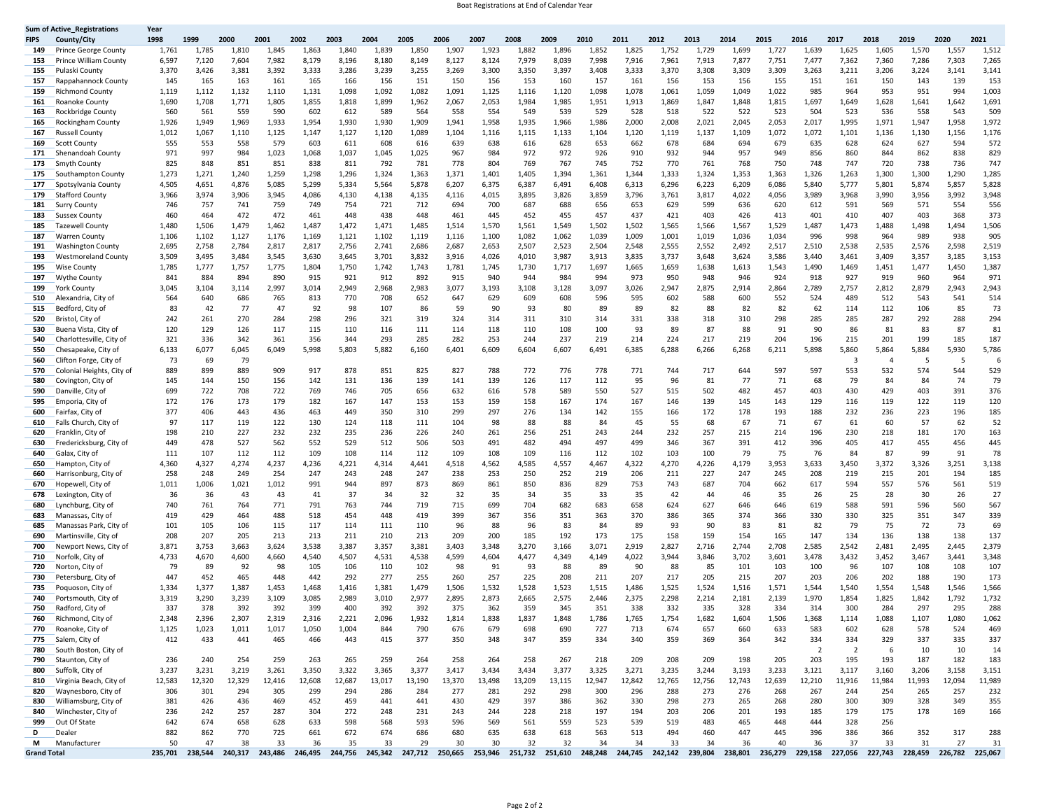| Sum of Active_Registrations | | Year | | | | | | | | | | | | | | | | | | | | | | | |
|---|---|---|---|---|---|---|---|---|---|---|---|---|---|---|---|---|---|---|---|---|---|---|---|---|---|
| FIPS | County/City | 1998 | 1999 | 2000 | 2001 | 2002 | 2003 | 2004 | 2005 | 2006 | 2007 | 2008 | 2009 | 2010 | 2011 | 2012 | 2013 | 2014 | 2015 | 2016 | 2017 | 2018 | 2019 | 2020 | 2021 |
| 149 | Prince George County | 1,761 | 1,785 | 1,810 | 1,845 | 1,863 | 1,840 | 1,839 | 1,850 | 1,907 | 1,923 | 1,882 | 1,896 | 1,852 | 1,825 | 1,752 | 1,729 | 1,699 | 1,727 | 1,639 | 1,625 | 1,605 | 1,570 | 1,557 | 1,512 |
| 153 | Prince William County | 6,597 | 7,120 | 7,604 | 7,982 | 8,179 | 8,196 | 8,180 | 8,149 | 8,127 | 8,124 | 7,979 | 8,039 | 7,998 | 7,916 | 7,961 | 7,913 | 7,877 | 7,751 | 7,477 | 7,362 | 7,360 | 7,286 | 7,303 | 7,265 |
| 155 | Pulaski County | 3,370 | 3,426 | 3,381 | 3,392 | 3,333 | 3,286 | 3,239 | 3,255 | 3,269 | 3,300 | 3,350 | 3,397 | 3,408 | 3,333 | 3,370 | 3,308 | 3,309 | 3,309 | 3,263 | 3,211 | 3,206 | 3,224 | 3,141 | 3,141 |
| 157 | Rappahannock County | 145 | 165 | 163 | 161 | 165 | 166 | 156 | 151 | 150 | 156 | 153 | 160 | 157 | 161 | 156 | 153 | 156 | 155 | 151 | 161 | 150 | 143 | 139 | 153 |
| 159 | Richmond County | 1,119 | 1,112 | 1,132 | 1,110 | 1,131 | 1,098 | 1,092 | 1,082 | 1,091 | 1,125 | 1,116 | 1,120 | 1,098 | 1,078 | 1,061 | 1,059 | 1,049 | 1,022 | 985 | 964 | 953 | 951 | 994 | 1,003 |
| 161 | Roanoke County | 1,690 | 1,708 | 1,771 | 1,805 | 1,855 | 1,818 | 1,899 | 1,962 | 2,067 | 2,053 | 1,984 | 1,985 | 1,951 | 1,913 | 1,869 | 1,847 | 1,848 | 1,815 | 1,697 | 1,649 | 1,628 | 1,641 | 1,642 | 1,691 |
| 163 | Rockbridge County | 560 | 561 | 559 | 590 | 602 | 612 | 589 | 564 | 558 | 554 | 549 | 539 | 529 | 528 | 518 | 522 | 522 | 523 | 504 | 523 | 536 | 558 | 543 | 509 |
| 165 | Rockingham County | 1,926 | 1,949 | 1,969 | 1,933 | 1,954 | 1,930 | 1,930 | 1,909 | 1,941 | 1,958 | 1,935 | 1,966 | 1,986 | 2,000 | 2,008 | 2,021 | 2,045 | 2,053 | 2,017 | 1,995 | 1,971 | 1,947 | 1,958 | 1,972 |
| 167 | Russell County | 1,012 | 1,067 | 1,110 | 1,125 | 1,147 | 1,127 | 1,120 | 1,089 | 1,104 | 1,116 | 1,115 | 1,133 | 1,104 | 1,120 | 1,119 | 1,137 | 1,109 | 1,072 | 1,072 | 1,101 | 1,136 | 1,130 | 1,156 | 1,176 |
| 169 | Scott County | 555 | 553 | 558 | 579 | 603 | 611 | 608 | 616 | 639 | 638 | 616 | 628 | 653 | 662 | 678 | 684 | 694 | 679 | 635 | 628 | 624 | 627 | 594 | 572 |
| 171 | Shenandoah County | 971 | 997 | 984 | 1,023 | 1,068 | 1,037 | 1,045 | 1,025 | 967 | 984 | 972 | 972 | 926 | 910 | 932 | 944 | 957 | 949 | 856 | 860 | 844 | 862 | 838 | 829 |
| 173 | Smyth County | 825 | 848 | 851 | 851 | 838 | 811 | 792 | 781 | 778 | 804 | 769 | 767 | 745 | 752 | 770 | 761 | 768 | 750 | 748 | 747 | 720 | 738 | 736 | 747 |
| 175 | Southampton County | 1,273 | 1,271 | 1,240 | 1,259 | 1,298 | 1,296 | 1,324 | 1,363 | 1,371 | 1,401 | 1,405 | 1,394 | 1,361 | 1,344 | 1,333 | 1,324 | 1,353 | 1,363 | 1,326 | 1,263 | 1,300 | 1,300 | 1,290 | 1,285 |
| 177 | Spotsylvania County | 4,505 | 4,651 | 4,876 | 5,085 | 5,299 | 5,334 | 5,564 | 5,878 | 6,207 | 6,375 | 6,387 | 6,491 | 6,408 | 6,313 | 6,296 | 6,223 | 6,209 | 6,086 | 5,840 | 5,777 | 5,801 | 5,874 | 5,857 | 5,828 |
| 179 | Stafford County | 3,966 | 3,974 | 3,906 | 3,945 | 4,086 | 4,130 | 4,138 | 4,135 | 4,116 | 4,015 | 3,895 | 3,826 | 3,859 | 3,796 | 3,761 | 3,817 | 4,022 | 4,056 | 3,989 | 3,968 | 3,990 | 3,956 | 3,992 | 3,948 |
| 181 | Surry County | 746 | 757 | 741 | 759 | 749 | 754 | 721 | 712 | 694 | 700 | 687 | 688 | 656 | 653 | 629 | 599 | 636 | 620 | 612 | 591 | 569 | 571 | 554 | 556 |
| 183 | Sussex County | 460 | 464 | 472 | 472 | 461 | 448 | 438 | 448 | 461 | 445 | 452 | 455 | 457 | 437 | 421 | 403 | 426 | 413 | 401 | 410 | 407 | 403 | 368 | 373 |
| 185 | Tazewell County | 1,480 | 1,506 | 1,479 | 1,462 | 1,487 | 1,472 | 1,471 | 1,485 | 1,514 | 1,570 | 1,561 | 1,549 | 1,502 | 1,502 | 1,565 | 1,566 | 1,567 | 1,529 | 1,487 | 1,473 | 1,488 | 1,498 | 1,494 | 1,506 |
| 187 | Warren County | 1,106 | 1,102 | 1,127 | 1,176 | 1,169 | 1,121 | 1,102 | 1,119 | 1,116 | 1,100 | 1,082 | 1,062 | 1,039 | 1,009 | 1,001 | 1,019 | 1,036 | 1,034 | 996 | 998 | 964 | 989 | 938 | 905 |
| 191 | Washington County | 2,695 | 2,758 | 2,784 | 2,817 | 2,817 | 2,756 | 2,741 | 2,686 | 2,687 | 2,653 | 2,507 | 2,523 | 2,504 | 2,548 | 2,555 | 2,552 | 2,492 | 2,517 | 2,510 | 2,538 | 2,535 | 2,576 | 2,598 | 2,519 |
| 193 | Westmoreland County | 3,509 | 3,495 | 3,484 | 3,545 | 3,630 | 3,645 | 3,701 | 3,832 | 3,916 | 4,026 | 4,010 | 3,987 | 3,913 | 3,835 | 3,737 | 3,648 | 3,624 | 3,586 | 3,440 | 3,461 | 3,409 | 3,357 | 3,185 | 3,153 |
| 195 | Wise County | 1,785 | 1,777 | 1,757 | 1,775 | 1,804 | 1,750 | 1,742 | 1,743 | 1,781 | 1,745 | 1,730 | 1,717 | 1,697 | 1,665 | 1,659 | 1,638 | 1,613 | 1,543 | 1,490 | 1,469 | 1,451 | 1,477 | 1,450 | 1,387 |
| 197 | Wythe County | 841 | 884 | 894 | 890 | 915 | 921 | 912 | 892 | 915 | 940 | 944 | 984 | 994 | 973 | 950 | 948 | 946 | 924 | 918 | 927 | 919 | 960 | 964 | 971 |
| 199 | York County | 3,045 | 3,104 | 3,114 | 2,997 | 3,014 | 2,949 | 2,968 | 2,983 | 3,077 | 3,193 | 3,108 | 3,128 | 3,097 | 3,026 | 2,947 | 2,875 | 2,914 | 2,864 | 2,789 | 2,757 | 2,812 | 2,879 | 2,943 | 2,943 |
| 510 | Alexandria, City of | 564 | 640 | 686 | 765 | 813 | 770 | 708 | 652 | 647 | 629 | 609 | 608 | 596 | 595 | 602 | 588 | 600 | 552 | 524 | 489 | 512 | 543 | 541 | 514 |
| 515 | Bedford, City of | 83 | 42 | 77 | 47 | 92 | 98 | 107 | 86 | 59 | 90 | 93 | 80 | 89 | 89 | 82 | 88 | 82 | 82 | 62 | 114 | 112 | 106 | 85 | 73 |
| 520 | Bristol, City of | 242 | 261 | 270 | 284 | 298 | 296 | 321 | 319 | 324 | 314 | 311 | 310 | 314 | 331 | 338 | 318 | 310 | 298 | 285 | 285 | 287 | 292 | 288 | 294 |
| 530 | Buena Vista, City of | 120 | 129 | 126 | 117 | 115 | 110 | 116 | 111 | 114 | 118 | 110 | 108 | 100 | 93 | 89 | 87 | 88 | 91 | 90 | 86 | 81 | 83 | 87 | 81 |
| 540 | Charlottesville, City of | 321 | 336 | 342 | 361 | 356 | 344 | 293 | 285 | 282 | 253 | 244 | 237 | 219 | 214 | 224 | 217 | 219 | 204 | 196 | 215 | 201 | 199 | 185 | 187 |
| 550 | Chesapeake, City of | 6,133 | 6,077 | 6,045 | 6,049 | 5,998 | 5,803 | 5,882 | 6,160 | 6,401 | 6,609 | 6,604 | 6,607 | 6,491 | 6,385 | 6,288 | 6,266 | 6,268 | 6,211 | 5,898 | 5,860 | 5,864 | 5,884 | 5,930 | 5,786 |
| 560 | Clifton Forge, City of | 73 | 69 | 79 | | | | | | | | | | | | | | | | | 3 | 4 | 5 | 5 | 6 |
| 570 | Colonial Heights, City of | 889 | 899 | 889 | 909 | 917 | 878 | 851 | 825 | 827 | 788 | 772 | 776 | 778 | 771 | 744 | 717 | 644 | 597 | 597 | 553 | 532 | 574 | 544 | 529 |
| 580 | Covington, City of | 145 | 144 | 150 | 156 | 142 | 131 | 136 | 139 | 141 | 139 | 126 | 117 | 112 | 95 | 96 | 81 | 77 | 71 | 68 | 79 | 84 | 84 | 74 | 79 |
| 590 | Danville, City of | 699 | 722 | 708 | 722 | 769 | 746 | 705 | 656 | 632 | 616 | 578 | 589 | 550 | 527 | 515 | 502 | 482 | 457 | 403 | 430 | 429 | 403 | 391 | 376 |
| 595 | Emporia, City of | 172 | 176 | 173 | 179 | 182 | 167 | 147 | 153 | 153 | 159 | 158 | 167 | 174 | 167 | 146 | 139 | 145 | 143 | 129 | 116 | 119 | 122 | 119 | 120 |
| 600 | Fairfax, City of | 377 | 406 | 443 | 436 | 463 | 449 | 350 | 310 | 299 | 297 | 276 | 134 | 142 | 155 | 166 | 172 | 178 | 193 | 188 | 232 | 236 | 223 | 196 | 185 |
| 610 | Falls Church, City of | 97 | 117 | 119 | 122 | 130 | 124 | 118 | 111 | 104 | 98 | 88 | 88 | 84 | 45 | 55 | 68 | 67 | 71 | 67 | 61 | 60 | 57 | 62 | 52 |
| 620 | Franklin, City of | 198 | 210 | 227 | 232 | 232 | 235 | 236 | 226 | 240 | 261 | 256 | 251 | 243 | 244 | 232 | 257 | 215 | 214 | 196 | 230 | 218 | 181 | 170 | 163 |
| 630 | Fredericksburg, City of | 449 | 478 | 527 | 562 | 552 | 529 | 512 | 506 | 503 | 491 | 482 | 494 | 497 | 499 | 346 | 367 | 391 | 412 | 396 | 405 | 417 | 455 | 456 | 445 |
| 640 | Galax, City of | 111 | 107 | 112 | 112 | 109 | 108 | 114 | 112 | 109 | 108 | 109 | 116 | 112 | 102 | 103 | 100 | 79 | 75 | 76 | 84 | 87 | 99 | 91 | 78 |
| 650 | Hampton, City of | 4,360 | 4,327 | 4,274 | 4,237 | 4,236 | 4,221 | 4,314 | 4,441 | 4,518 | 4,562 | 4,585 | 4,557 | 4,467 | 4,322 | 4,270 | 4,226 | 4,179 | 3,953 | 3,633 | 3,450 | 3,372 | 3,326 | 3,251 | 3,138 |
| 660 | Harrisonburg, City of | 258 | 248 | 249 | 254 | 247 | 243 | 248 | 247 | 238 | 253 | 250 | 252 | 219 | 206 | 211 | 227 | 247 | 245 | 208 | 219 | 215 | 201 | 194 | 185 |
| 670 | Hopewell, City of | 1,011 | 1,006 | 1,021 | 1,012 | 991 | 944 | 897 | 873 | 869 | 861 | 850 | 836 | 829 | 753 | 743 | 687 | 704 | 662 | 617 | 594 | 557 | 576 | 561 | 519 |
| 678 | Lexington, City of | 36 | 36 | 43 | 43 | 41 | 37 | 34 | 32 | 32 | 35 | 34 | 35 | 33 | 35 | 42 | 44 | 46 | 35 | 26 | 25 | 28 | 30 | 26 | 27 |
| 680 | Lynchburg, City of | 740 | 761 | 764 | 771 | 791 | 763 | 744 | 719 | 715 | 699 | 704 | 682 | 683 | 658 | 624 | 627 | 646 | 646 | 619 | 588 | 591 | 596 | 560 | 567 |
| 683 | Manassas, City of | 419 | 429 | 464 | 488 | 518 | 454 | 448 | 419 | 399 | 367 | 356 | 351 | 363 | 370 | 386 | 365 | 374 | 366 | 330 | 330 | 325 | 351 | 347 | 339 |
| 685 | Manassas Park, City of | 101 | 105 | 106 | 115 | 117 | 114 | 111 | 110 | 96 | 88 | 96 | 83 | 84 | 89 | 93 | 90 | 83 | 81 | 82 | 79 | 75 | 72 | 73 | 69 |
| 690 | Martinsville, City of | 208 | 207 | 205 | 213 | 213 | 211 | 210 | 213 | 209 | 200 | 185 | 192 | 173 | 175 | 158 | 159 | 154 | 165 | 147 | 134 | 136 | 138 | 138 | 137 |
| 700 | Newport News, City of | 3,871 | 3,753 | 3,663 | 3,624 | 3,538 | 3,387 | 3,357 | 3,381 | 3,403 | 3,348 | 3,270 | 3,166 | 3,071 | 2,919 | 2,827 | 2,716 | 2,744 | 2,708 | 2,585 | 2,542 | 2,481 | 2,495 | 2,445 | 2,379 |
| 710 | Norfolk, City of | 4,733 | 4,670 | 4,600 | 4,660 | 4,540 | 4,507 | 4,531 | 4,538 | 4,599 | 4,604 | 4,477 | 4,349 | 4,149 | 4,022 | 3,944 | 3,846 | 3,702 | 3,601 | 3,478 | 3,432 | 3,452 | 3,467 | 3,441 | 3,348 |
| 720 | Norton, City of | 79 | 89 | 92 | 98 | 105 | 106 | 110 | 102 | 98 | 91 | 93 | 88 | 89 | 90 | 88 | 85 | 101 | 103 | 100 | 96 | 107 | 108 | 108 | 107 |
| 730 | Petersburg, City of | 447 | 452 | 465 | 448 | 442 | 292 | 277 | 255 | 260 | 257 | 225 | 208 | 211 | 207 | 217 | 205 | 215 | 207 | 203 | 206 | 202 | 188 | 190 | 173 |
| 735 | Poquoson, City of | 1,334 | 1,377 | 1,387 | 1,453 | 1,468 | 1,416 | 1,381 | 1,479 | 1,506 | 1,532 | 1,528 | 1,523 | 1,515 | 1,486 | 1,525 | 1,524 | 1,516 | 1,571 | 1,544 | 1,540 | 1,554 | 1,548 | 1,546 | 1,566 |
| 740 | Portsmouth, City of | 3,319 | 3,290 | 3,239 | 3,109 | 3,085 | 2,989 | 3,010 | 2,977 | 2,895 | 2,873 | 2,665 | 2,575 | 2,446 | 2,375 | 2,298 | 2,214 | 2,181 | 2,139 | 1,970 | 1,854 | 1,825 | 1,842 | 1,792 | 1,732 |
| 750 | Radford, City of | 337 | 378 | 392 | 392 | 399 | 400 | 392 | 392 | 375 | 362 | 359 | 345 | 351 | 338 | 332 | 335 | 328 | 334 | 314 | 300 | 284 | 297 | 295 | 288 |
| 760 | Richmond, City of | 2,348 | 2,396 | 2,307 | 2,319 | 2,316 | 2,221 | 2,096 | 1,932 | 1,814 | 1,838 | 1,837 | 1,848 | 1,786 | 1,765 | 1,754 | 1,682 | 1,604 | 1,506 | 1,368 | 1,114 | 1,088 | 1,107 | 1,080 | 1,062 |
| 770 | Roanoke, City of | 1,125 | 1,023 | 1,011 | 1,017 | 1,050 | 1,004 | 844 | 790 | 676 | 679 | 698 | 690 | 727 | 713 | 674 | 657 | 660 | 633 | 583 | 602 | 628 | 578 | 524 | 469 |
| 775 | Salem, City of | 412 | 433 | 441 | 465 | 466 | 443 | 415 | 377 | 350 | 348 | 347 | 359 | 334 | 340 | 359 | 369 | 364 | 342 | 334 | 334 | 329 | 337 | 335 | 337 |
| 780 | South Boston, City of | | | | | | | | | | | | | | | | | | | 2 | 2 | 6 | 10 | 10 | 14 |
| 790 | Staunton, City of | 236 | 240 | 254 | 259 | 263 | 265 | 259 | 264 | 258 | 264 | 258 | 267 | 218 | 209 | 208 | 209 | 198 | 205 | 203 | 195 | 193 | 187 | 182 | 183 |
| 800 | Suffolk, City of | 3,237 | 3,231 | 3,219 | 3,261 | 3,350 | 3,322 | 3,365 | 3,377 | 3,417 | 3,434 | 3,434 | 3,377 | 3,325 | 3,271 | 3,235 | 3,244 | 3,193 | 3,233 | 3,121 | 3,117 | 3,160 | 3,206 | 3,158 | 3,151 |
| 810 | Virginia Beach, City of | 12,583 | 12,320 | 12,329 | 12,416 | 12,608 | 12,687 | 13,017 | 13,190 | 13,370 | 13,498 | 13,209 | 13,115 | 12,947 | 12,842 | 12,765 | 12,756 | 12,743 | 12,639 | 12,210 | 11,916 | 11,984 | 11,993 | 12,094 | 11,989 |
| 820 | Waynesboro, City of | 306 | 301 | 294 | 305 | 299 | 294 | 286 | 284 | 277 | 281 | 292 | 298 | 300 | 296 | 288 | 273 | 276 | 268 | 267 | 244 | 254 | 265 | 257 | 232 |
| 830 | Williamsburg, City of | 381 | 426 | 436 | 469 | 452 | 459 | 441 | 441 | 430 | 429 | 397 | 386 | 362 | 330 | 298 | 273 | 265 | 268 | 280 | 300 | 309 | 328 | 349 | 355 |
| 840 | Winchester, City of | 236 | 242 | 257 | 287 | 304 | 272 | 248 | 231 | 243 | 244 | 228 | 218 | 197 | 194 | 203 | 206 | 201 | 193 | 185 | 179 | 175 | 178 | 169 | 166 |
| 999 | Out Of State | 642 | 674 | 658 | 628 | 633 | 598 | 568 | 593 | 596 | 569 | 561 | 559 | 523 | 539 | 519 | 483 | 465 | 448 | 444 | 328 | 256 | | | |
| D | Dealer | 882 | 862 | 770 | 725 | 661 | 672 | 674 | 686 | 680 | 635 | 638 | 618 | 563 | 513 | 494 | 460 | 447 | 445 | 396 | 386 | 366 | 352 | 317 | 288 |
| M | Manufacturer | 50 | 47 | 38 | 33 | 36 | 35 | 33 | 29 | 30 | 30 | 32 | 32 | 34 | 34 | 33 | 34 | 36 | 40 | 36 | 37 | 33 | 31 | 27 | 31 |
| **Grand Total** | | **235,701** | **238,544** | **240,317** | **243,486** | **246,495** | **244,756** | **245,342** | **247,712** | **250,665** | **253,946** | **251,732** | **251,610** | **248,248** | **244,745** | **242,142** | **239,804** | **238,801** | **236,279** | **229,158** | **227,056** | **227,743** | **228,459** | **226,782** | **225,067** |